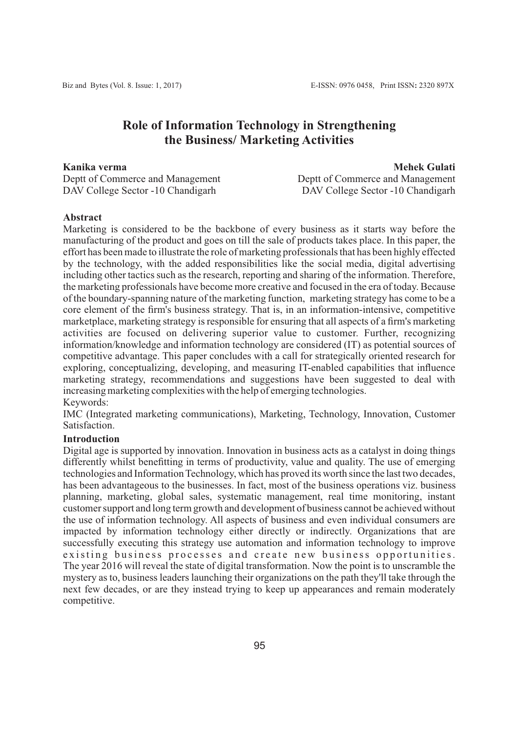# Role of Information Technology in Strengthening the Business/ Marketing Activities

**Kanika verma**
Deptt of Commerce and Management
DAV College Sector -10 Chandigarh

**Mehek Gulati**
Deptt of Commerce and Management
DAV College Sector -10 Chandigarh

**Abstract**

Marketing is considered to be the backbone of every business as it starts way before the manufacturing of the product and goes on till the sale of products takes place. In this paper, the effort has been made to illustrate the role of marketing professionals that has been highly effected by the technology, with the added responsibilities like the social media, digital advertising including other tactics such as the research, reporting and sharing of the information. Therefore, the marketing professionals have become more creative and focused in the era of today. Because of the boundary-spanning nature of the marketing function, marketing strategy has come to be a core element of the firm's business strategy. That is, in an information-intensive, competitive marketplace, marketing strategy is responsible for ensuring that all aspects of a firm's marketing activities are focused on delivering superior value to customer. Further, recognizing information/knowledge and information technology are considered (IT) as potential sources of competitive advantage. This paper concludes with a call for strategically oriented research for exploring, conceptualizing, developing, and measuring IT-enabled capabilities that influence marketing strategy, recommendations and suggestions have been suggested to deal with increasing marketing complexities with the help of emerging technologies.

Keywords:

IMC (Integrated marketing communications), Marketing, Technology, Innovation, Customer Satisfaction.

**Introduction**

Digital age is supported by innovation. Innovation in business acts as a catalyst in doing things differently whilst benefitting in terms of productivity, value and quality. The use of emerging technologies and Information Technology, which has proved its worth since the last two decades, has been advantageous to the businesses. In fact, most of the business operations viz. business planning, marketing, global sales, systematic management, real time monitoring, instant customer support and long term growth and development of business cannot be achieved without the use of information technology. All aspects of business and even individual consumers are impacted by information technology either directly or indirectly. Organizations that are successfully executing this strategy use automation and information technology to improve existing business processes and create new business opportunities. The year 2016 will reveal the state of digital transformation. Now the point is to unscramble the mystery as to, business leaders launching their organizations on the path they'll take through the next few decades, or are they instead trying to keep up appearances and remain moderately competitive.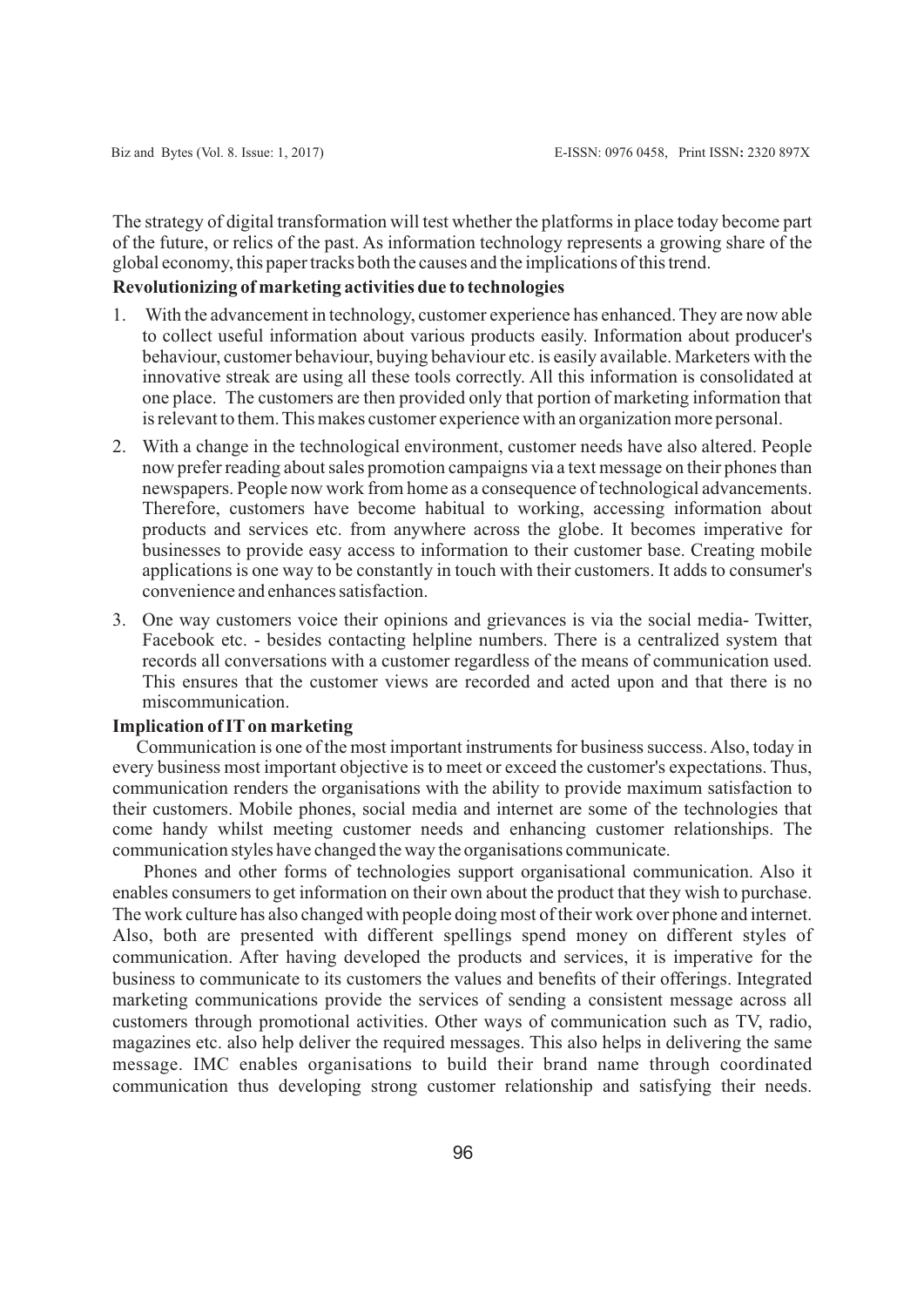The strategy of digital transformation will test whether the platforms in place today become part of the future, or relics of the past. As information technology represents a growing share of the global economy, this paper tracks both the causes and the implications of this trend.

**Revolutionizing of marketing activities due to technologies**

1. With the advancement in technology, customer experience has enhanced. They are now able to collect useful information about various products easily. Information about producer's behaviour, customer behaviour, buying behaviour etc. is easily available. Marketers with the innovative streak are using all these tools correctly. All this information is consolidated at one place. The customers are then provided only that portion of marketing information that is relevant to them. This makes customer experience with an organization more personal.
2. With a change in the technological environment, customer needs have also altered. People now prefer reading about sales promotion campaigns via a text message on their phones than newspapers. People now work from home as a consequence of technological advancements. Therefore, customers have become habitual to working, accessing information about products and services etc. from anywhere across the globe. It becomes imperative for businesses to provide easy access to information to their customer base. Creating mobile applications is one way to be constantly in touch with their customers. It adds to consumer's convenience and enhances satisfaction.
3. One way customers voice their opinions and grievances is via the social media- Twitter, Facebook etc. - besides contacting helpline numbers. There is a centralized system that records all conversations with a customer regardless of the means of communication used. This ensures that the customer views are recorded and acted upon and that there is no miscommunication.

**Implication of IT on marketing**

Communication is one of the most important instruments for business success. Also, today in every business most important objective is to meet or exceed the customer's expectations. Thus, communication renders the organisations with the ability to provide maximum satisfaction to their customers. Mobile phones, social media and internet are some of the technologies that come handy whilst meeting customer needs and enhancing customer relationships. The communication styles have changed the way the organisations communicate.

Phones and other forms of technologies support organisational communication. Also it enables consumers to get information on their own about the product that they wish to purchase. The work culture has also changed with people doing most of their work over phone and internet. Also, both are presented with different spellings spend money on different styles of communication. After having developed the products and services, it is imperative for the business to communicate to its customers the values and benefits of their offerings. Integrated marketing communications provide the services of sending a consistent message across all customers through promotional activities. Other ways of communication such as TV, radio, magazines etc. also help deliver the required messages. This also helps in delivering the same message. IMC enables organisations to build their brand name through coordinated communication thus developing strong customer relationship and satisfying their needs.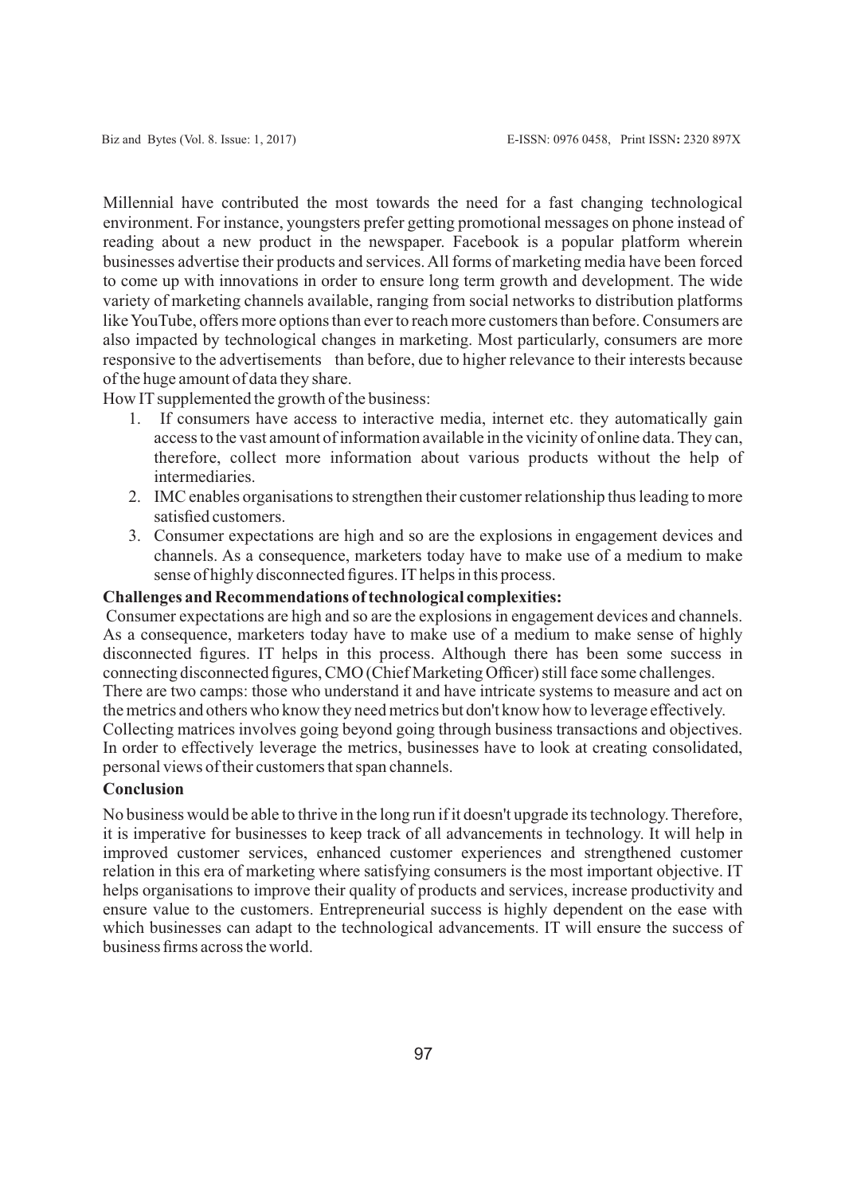Millennial have contributed the most towards the need for a fast changing technological environment. For instance, youngsters prefer getting promotional messages on phone instead of reading about a new product in the newspaper. Facebook is a popular platform wherein businesses advertise their products and services. All forms of marketing media have been forced to come up with innovations in order to ensure long term growth and development. The wide variety of marketing channels available, ranging from social networks to distribution platforms like YouTube, offers more options than ever to reach more customers than before. Consumers are also impacted by technological changes in marketing. Most particularly, consumers are more responsive to the advertisements than before, due to higher relevance to their interests because of the huge amount of data they share.

How IT supplemented the growth of the business:

1. If consumers have access to interactive media, internet etc. they automatically gain access to the vast amount of information available in the vicinity of online data. They can, therefore, collect more information about various products without the help of intermediaries.
2. IMC enables organisations to strengthen their customer relationship thus leading to more satisfied customers.
3. Consumer expectations are high and so are the explosions in engagement devices and channels. As a consequence, marketers today have to make use of a medium to make sense of highly disconnected figures. IT helps in this process.

**Challenges and Recommendations of technological complexities:**

Consumer expectations are high and so are the explosions in engagement devices and channels. As a consequence, marketers today have to make use of a medium to make sense of highly disconnected figures. IT helps in this process. Although there has been some success in connecting disconnected figures, CMO (Chief Marketing Officer) still face some challenges.

There are two camps: those who understand it and have intricate systems to measure and act on the metrics and others who know they need metrics but don't know how to leverage effectively.

Collecting matrices involves going beyond going through business transactions and objectives. In order to effectively leverage the metrics, businesses have to look at creating consolidated, personal views of their customers that span channels.

**Conclusion**

No business would be able to thrive in the long run if it doesn't upgrade its technology. Therefore, it is imperative for businesses to keep track of all advancements in technology. It will help in improved customer services, enhanced customer experiences and strengthened customer relation in this era of marketing where satisfying consumers is the most important objective. IT helps organisations to improve their quality of products and services, increase productivity and ensure value to the customers. Entrepreneurial success is highly dependent on the ease with which businesses can adapt to the technological advancements. IT will ensure the success of business firms across the world.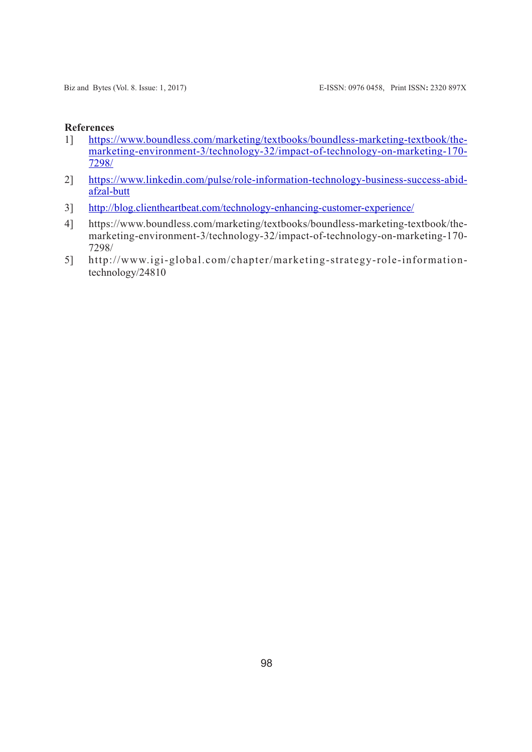## References

1] https://www.boundless.com/marketing/textbooks/boundless-marketing-textbook/the-marketing-environment-3/technology-32/impact-of-technology-on-marketing-170-7298/

2] https://www.linkedin.com/pulse/role-information-technology-business-success-abid-afzal-butt

3] http://blog.clientheartbeat.com/technology-enhancing-customer-experience/

4] https://www.boundless.com/marketing/textbooks/boundless-marketing-textbook/the-marketing-environment-3/technology-32/impact-of-technology-on-marketing-170-7298/

5] http://www.igi-global.com/chapter/marketing-strategy-role-information-technology/24810